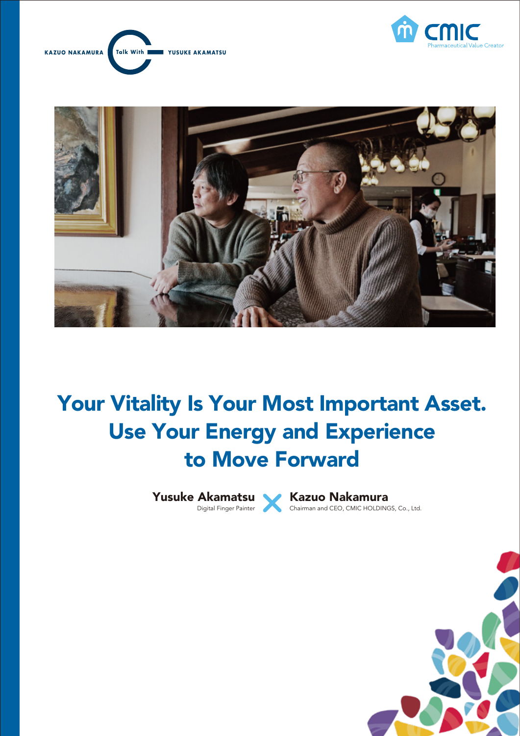KAZUO NAKAMURA Talk With YUSUKE AKAMATSU

CMIC
Pharmaceutical Value Creator

# Your Vitality Is Your Most Important Asset. Use Your Energy and Experience to Move Forward

**Yusuke Akamatsu**
Digital Finger Painter

×

**Kazuo Nakamura**
Chairman and CEO, CMIC HOLDINGS, Co., Ltd.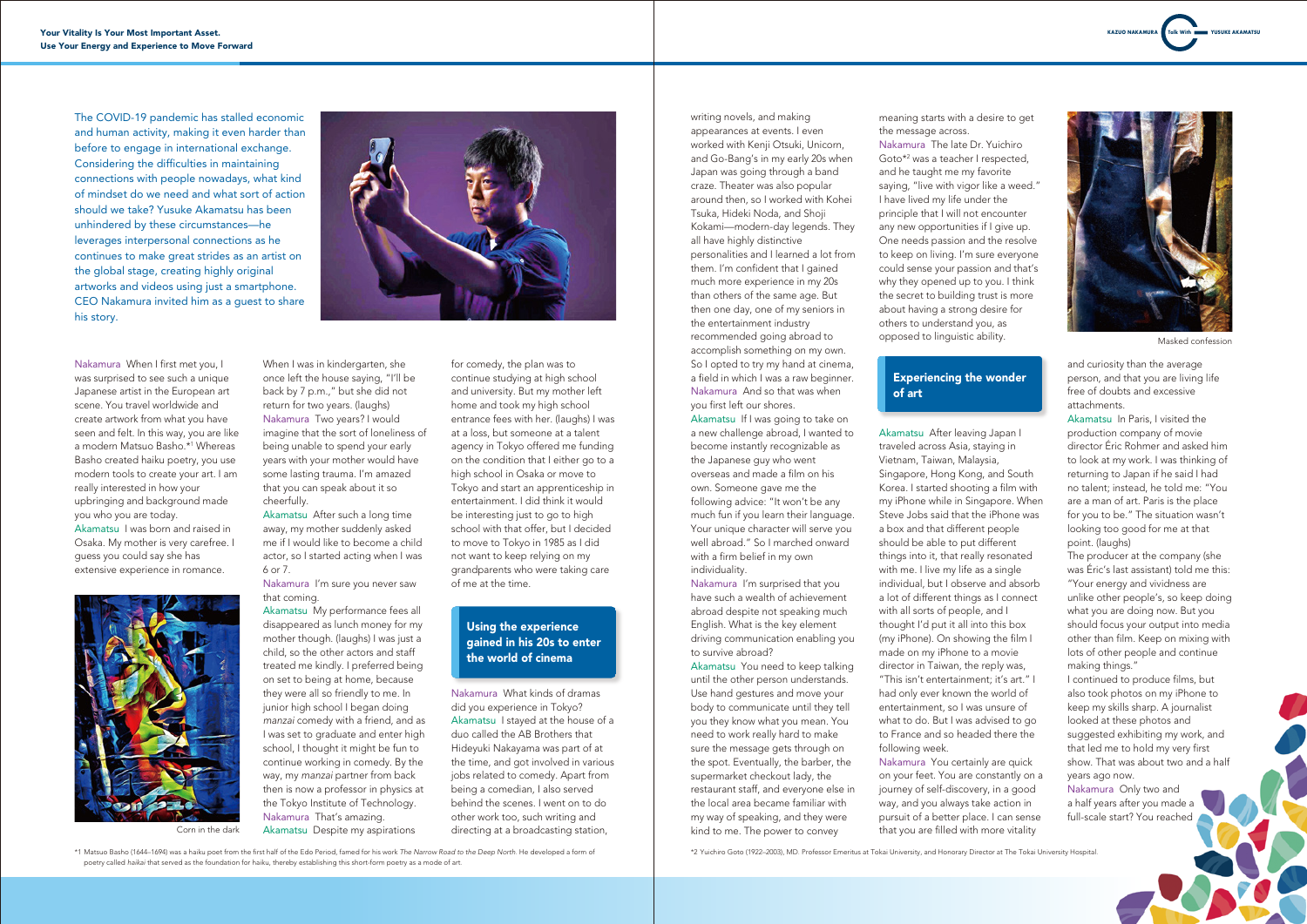The COVID-19 pandemic has stalled economic and human activity, making it even harder than before to engage in international exchange. Considering the difficulties in maintaining connections with people nowadays, what kind of mindset do we need and what sort of action should we take? Yusuke Akamatsu has been unhindered by these circumstances—he leverages interpersonal connections as he continues to make great strides as an artist on the global stage, creating highly original artworks and videos using just a smartphone. CEO Nakamura invited him as a guest to share his story.

**Nakamura** When I first met you, I was surprised to see such a unique Japanese artist in the European art scene. You travel worldwide and create artwork from what you have seen and felt. In this way, you are like a modern Matsuo Basho.*[1] Whereas Basho created haiku poetry, you use modern tools to create your art. I am really interested in how your upbringing and background made you who you are today.

**Akamatsu** I was born and raised in Osaka. My mother is very carefree. I guess you could say she has extensive experience in romance.

Corn in the dark

When I was in kindergarten, she once left the house saying, "I'll be back by 7 p.m.," but she did not return for two years. (laughs)

**Nakamura** Two years? I would imagine that the sort of loneliness of being unable to spend your early years with your mother would have some lasting trauma. I'm amazed that you can speak about it so cheerfully.

**Akamatsu** After such a long time away, my mother suddenly asked me if I would like to become a child actor, so I started acting when I was 6 or 7.

**Nakamura** I'm sure you never saw that coming.

**Akamatsu** My performance fees all disappeared as lunch money for my mother though. (laughs) I was just a child, so the other actors and staff treated me kindly. I preferred being on set to being at home, because they were all so friendly to me. In junior high school I began doing *manzai* comedy with a friend, and as I was set to graduate and enter high school, I thought it might be fun to continue working in comedy. By the way, my *manzai* partner from back then is now a professor in physics at the Tokyo Institute of Technology.

**Nakamura** That's amazing.

**Akamatsu** Despite my aspirations for comedy, the plan was to continue studying at high school and university. But my mother left home and took my high school entrance fees with her. (laughs) I was at a loss, but someone at a talent agency in Tokyo offered me funding on the condition that I either go to a high school in Osaka or move to Tokyo and start an apprenticeship in entertainment. I did think it would be interesting just to go to high school with that offer, but I decided to move to Tokyo in 1985 as I did not want to keep relying on my grandparents who were taking care of me at the time.

## Using the experience gained in his 20s to enter the world of cinema

**Nakamura** What kinds of dramas did you experience in Tokyo?

**Akamatsu** I stayed at the house of a duo called the AB Brothers that Hideyuki Nakayama was part of at the time, and got involved in various jobs related to comedy. Apart from being a comedian, I also served behind the scenes. I went on to do other work too, such writing and directing at a broadcasting station, writing novels, and making appearances at events. I even worked with Kenji Otsuki, Unicorn, and Go-Bang's in my early 20s when Japan was going through a band craze. Theater was also popular around then, so I worked with Kohei Tsuka, Hideki Noda, and Shoji Kokami—modern-day legends. They all have highly distinctive personalities and I learned a lot from them. I'm confident that I gained much more experience in my 20s than others of the same age. But then one day, one of my seniors in the entertainment industry recommended going abroad to accomplish something on my own. So I opted to try my hand at cinema, a field in which I was a raw beginner.

**Nakamura** And so that was when you first left our shores.

**Akamatsu** If I was going to take on a new challenge abroad, I wanted to become instantly recognizable as the Japanese guy who went overseas and made a film on his own. Someone gave me the following advice: "It won't be any much fun if you learn their language. Your unique character will serve you well abroad." So I marched onward with a firm belief in my own individuality.

**Nakamura** I'm surprised that you have such a wealth of achievement abroad despite not speaking much English. What is the key element driving communication enabling you to survive abroad?

**Akamatsu** You need to keep talking until the other person understands. Use hand gestures and move your body to communicate until they tell you they know what you mean. You need to work really hard to make sure the message gets through on the spot. Eventually, the barber, the supermarket checkout lady, the restaurant staff, and everyone else in the local area became familiar with my way of speaking, and they were kind to me. The power to convey meaning starts with a desire to get the message across.

**Nakamura** The late Dr. Yuichiro Goto*[2] was a teacher I respected, and he taught me my favorite saying, "live with vigor like a weed." I have lived my life under the principle that I will not encounter any new opportunities if I give up. One needs passion and the resolve to keep on living. I'm sure everyone could sense your passion and that's why they opened up to you. I think the secret to building trust is more about having a strong desire for others to understand you, as opposed to linguistic ability.

## Experiencing the wonder of art

**Akamatsu** After leaving Japan I traveled across Asia, staying in Vietnam, Taiwan, Malaysia, Singapore, Hong Kong, and South Korea. I started shooting a film with my iPhone while in Singapore. When Steve Jobs said that the iPhone was a box and that different people should be able to put different things into it, that really resonated with me. I live my life as a single individual, but I observe and absorb a lot of different things as I connect with all sorts of people, and I thought I'd put it all into this box (my iPhone). On showing the film I made on my iPhone to a movie director in Taiwan, the reply was, "This isn't entertainment; it's art." I had only ever known the world of entertainment, so I was unsure of what to do. But I was advised to go to France and so headed there the following week.

**Nakamura** You certainly are quick on your feet. You are constantly on a journey of self-discovery, in a good way, and you always take action in pursuit of a better place. I can sense that you are filled with more vitality and curiosity than the average person, and that you are living life free of doubts and excessive attachments.

Masked confession

**Akamatsu** In Paris, I visited the production company of movie director Éric Rohmer and asked him to look at my work. I was thinking of returning to Japan if he said I had no talent; instead, he told me: "You are a man of art. Paris is the place for you to be." The situation wasn't looking too good for me at that point. (laughs)

The producer at the company (she was Éric's last assistant) told me this: "Your energy and vividness are unlike other people's, so keep doing what you are doing now. But you should focus your output into media other than film. Keep on mixing with lots of other people and continue making things."

I continued to produce films, but also took photos on my iPhone to keep my skills sharp. A journalist looked at these photos and suggested exhibiting my work, and that led me to hold my very first show. That was about two and a half years ago now.

**Nakamura** Only two and a half years after you made a full-scale start? You reached

*1 Matsuo Basho (1644–1694) was a haiku poet from the first half of the Edo Period, famed for his work *The Narrow Road to the Deep North*. He developed a form of poetry called *haikai* that served as the foundation for haiku, thereby establishing this short-form poetry as a mode of art.

*2 Yuichiro Goto (1922–2003), MD. Professor Emeritus at Tokai University, and Honorary Director at The Tokai University Hospital.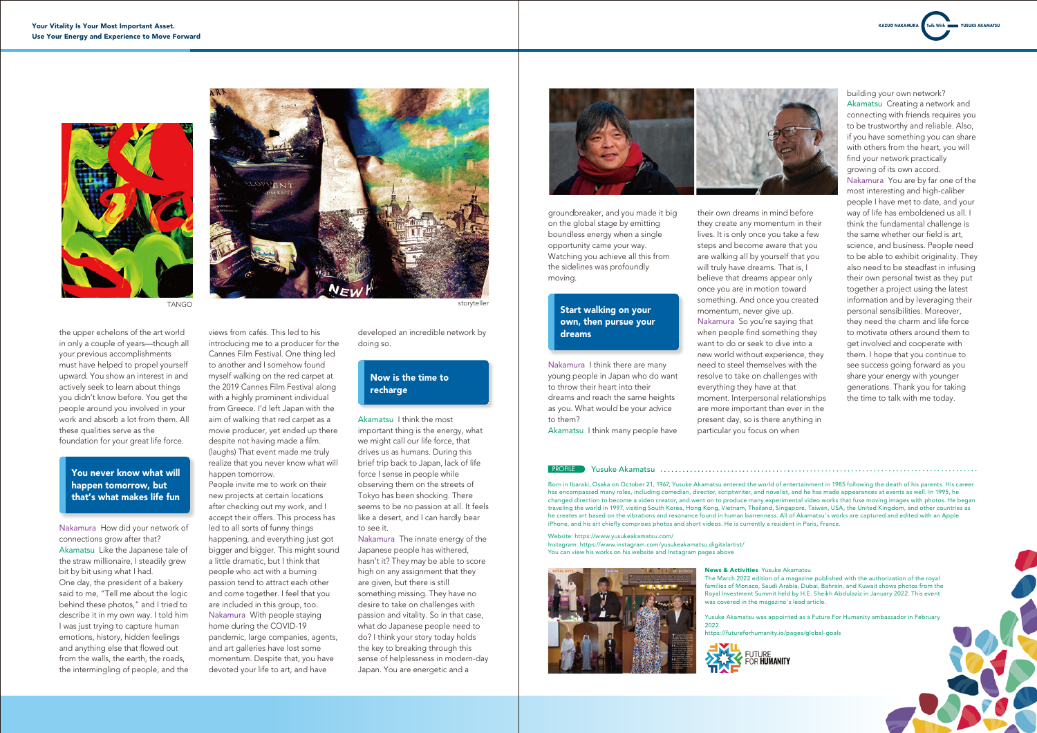TANGO

storyteller

the upper echelons of the art world in only a couple of years—though all your previous accomplishments must have helped to propel yourself upward. You show an interest in and actively seek to learn about things you didn't know before. You get the people around you involved in your work and absorb a lot from them. All these qualities serve as the foundation for your great life force.

## You never know what will happen tomorrow, but that's what makes life fun

Nakamura How did your network of connections grow after that?

Akamatsu Like the Japanese tale of the straw millionaire, I steadily grew bit by bit using what I had.

One day, the president of a bakery said to me, "Tell me about the logic behind these photos," and I tried to describe it in my own way. I told him I was just trying to capture human emotions, history, hidden feelings and anything else that flowed out from the walls, the earth, the roads, the intermingling of people, and the views from cafés. This led to his introducing me to a producer for the Cannes Film Festival. One thing led to another and I somehow found myself walking on the red carpet at the 2019 Cannes Film Festival along with a highly prominent individual from Greece. I'd left Japan with the aim of walking that red carpet as a movie producer, yet ended up there despite not having made a film. (laughs) That event made me truly realize that you never know what will happen tomorrow.

People invite me to work on their new projects at certain locations after checking out my work, and I accept their offers. This process has led to all sorts of funny things happening, and everything just got bigger and bigger. This might sound a little dramatic, but I think that people who act with a burning passion tend to attract each other and come together. I feel that you are included in this group, too.

Nakamura With people staying home during the COVID-19 pandemic, large companies, agents, and art galleries have lost some momentum. Despite that, you have devoted your life to art, and have developed an incredible network by doing so.

## Now is the time to recharge

Akamatsu I think the most important thing is the energy, what we might call our life force, that drives us as humans. During this brief trip back to Japan, lack of life force I sense in people while observing them on the streets of Tokyo has been shocking. There seems to be no passion at all. It feels like a desert, and I can hardly bear to see it.

Nakamura The innate energy of the Japanese people has withered, hasn't it? They may be able to score high on any assignment that they are given, but there is still something missing. They have no desire to take on challenges with passion and vitality. So in that case, what do Japanese people need to do? I think your story today holds the key to breaking through this sense of helplessness in modern-day Japan. You are energetic and a groundbreaker, and you made it big on the global stage by emitting boundless energy when a single opportunity came your way. Watching you achieve all this from the sidelines was profoundly moving.

## Start walking on your own, then pursue your dreams

Nakamura I think there are many young people in Japan who do want to throw their heart into their dreams and reach the same heights as you. What would be your advice to them?

Akamatsu I think many people have their own dreams in mind before they create any momentum in their lives. It is only once you take a few steps and become aware that you are walking all by yourself that you will truly have dreams. That is, I believe that dreams appear only once you are in motion toward something. And once you created momentum, never give up.

Nakamura So you're saying that when people find something they want to do or seek to dive into a new world without experience, they need to steel themselves with the resolve to take on challenges with everything they have at that moment. Interpersonal relationships are more important than ever in the present day, so is there anything in particular you focus on when building your own network?

Akamatsu Creating a network and connecting with friends requires you to be trustworthy and reliable. Also, if you have something you can share with others from the heart, you will find your network practically growing of its own accord.

Nakamura You are by far one of the most interesting and high-caliber people I have met to date, and your way of life has emboldened us all. I think the fundamental challenge is the same whether our field is art, science, and business. People need to be able to exhibit originality. They also need to be steadfast in infusing their own personal twist as they put together a project using the latest information and by leveraging their personal sensibilities. Moreover, they need the charm and life force to motivate others around them to get involved and cooperate with them. I hope that you continue to see success going forward as you share your energy with younger generations. Thank you for taking the time to talk with me today.

**PROFILE** Yusuke Akamatsu

Born in Ibaraki, Osaka on October 21, 1967, Yusuke Akamatsu entered the world of entertainment in 1985 following the death of his parents. His career has encompassed many roles, including comedian, director, scriptwriter, and novelist, and he has made appearances at events as well. In 1995, he changed direction to become a video creator, and went on to produce many experimental video works that fuse moving images with photos. He began traveling the world in 1997, visiting South Korea, Hong Kong, Vietnam, Thailand, Singapore, Taiwan, USA, the United Kingdom, and other countries as he creates art based on the vibrations and resonance found in human barrenness. All of Akamatsu's works are captured and edited with an Apple iPhone, and his art chiefly comprises photos and short videos. He is currently a resident in Paris, France.

Website: https://www.yusukeakamatsu.com/
Instagram: https://www.instagram.com/yusukeakamatsu.digitalartist/
You can view his works on his website and Instagram pages above

**News & Activities** Yusuke Akamatsu

The March 2022 edition of a magazine published with the authorization of the royal families of Monaco, Saudi Arabia, Dubai, Bahrain, and Kuwait shows photos from the Royal Investment Summit held by H.E. Sheikh Abdulaziz in January 2022. This event was covered in the magazine's latest article.

Yusuke Akamatsu was appointed as a Future For Humanity ambassador in February 2022.
https://futureforhumanity.io/pages/global-goals